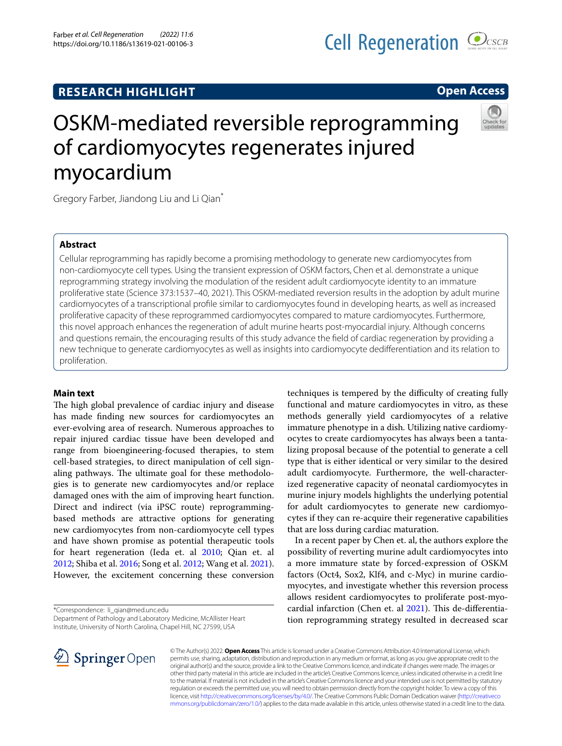RESEARCH HIGHLIGHT

Open Access

# OSKM-mediated reversible reprogramming of cardiomyocytes regenerates injured myocardium

Gregory Farber, Jiandong Liu and Li Qian*

## Abstract

Cellular reprogramming has rapidly become a promising methodology to generate new cardiomyocytes from non-cardiomyocyte cell types. Using the transient expression of OSKM factors, Chen et al. demonstrate a unique reprogramming strategy involving the modulation of the resident adult cardiomyocyte identity to an immature proliferative state (Science 373:1537–40, 2021). This OSKM-mediated reversion results in the adoption by adult murine cardiomyocytes of a transcriptional profile similar to cardiomyocytes found in developing hearts, as well as increased proliferative capacity of these reprogrammed cardiomyocytes compared to mature cardiomyocytes. Furthermore, this novel approach enhances the regeneration of adult murine hearts post-myocardial injury. Although concerns and questions remain, the encouraging results of this study advance the field of cardiac regeneration by providing a new technique to generate cardiomyocytes as well as insights into cardiomyocyte dedifferentiation and its relation to proliferation.

## Main text

The high global prevalence of cardiac injury and disease has made finding new sources for cardiomyocytes an ever-evolving area of research. Numerous approaches to repair injured cardiac tissue have been developed and range from bioengineering-focused therapies, to stem cell-based strategies, to direct manipulation of cell signaling pathways. The ultimate goal for these methodologies is to generate new cardiomyocytes and/or replace damaged ones with the aim of improving heart function. Direct and indirect (via iPSC route) reprogramming-based methods are attractive options for generating new cardiomyocytes from non-cardiomyocyte cell types and have shown promise as potential therapeutic tools for heart regeneration (Ieda et. al 2010; Qian et. al 2012; Shiba et al. 2016; Song et al. 2012; Wang et al. 2021). However, the excitement concerning these conversion techniques is tempered by the difficulty of creating fully functional and mature cardiomyocytes in vitro, as these methods generally yield cardiomyocytes of a relative immature phenotype in a dish. Utilizing native cardiomyocytes to create cardiomyocytes has always been a tantalizing proposal because of the potential to generate a cell type that is either identical or very similar to the desired adult cardiomyocyte. Furthermore, the well-characterized regenerative capacity of neonatal cardiomyocytes in murine injury models highlights the underlying potential for adult cardiomyocytes to generate new cardiomyocytes if they can re-acquire their regenerative capabilities that are loss during cardiac maturation.

In a recent paper by Chen et. al, the authors explore the possibility of reverting murine adult cardiomyocytes into a more immature state by forced-expression of OSKM factors (Oct4, Sox2, Klf4, and c-Myc) in murine cardiomyocytes, and investigate whether this reversion process allows resident cardiomyocytes to proliferate post-myocardial infarction (Chen et. al 2021). This de-differentiation reprogramming strategy resulted in decreased scar

*Correspondence: li_qian@med.unc.edu
Department of Pathology and Laboratory Medicine, McAllister Heart Institute, University of North Carolina, Chapel Hill, NC 27599, USA

© The Author(s) 2022. **Open Access** This article is licensed under a Creative Commons Attribution 4.0 International License, which permits use, sharing, adaptation, distribution and reproduction in any medium or format, as long as you give appropriate credit to the original author(s) and the source, provide a link to the Creative Commons licence, and indicate if changes were made. The images or other third party material in this article are included in the article's Creative Commons licence, unless indicated otherwise in a credit line to the material. If material is not included in the article's Creative Commons licence and your intended use is not permitted by statutory regulation or exceeds the permitted use, you will need to obtain permission directly from the copyright holder. To view a copy of this licence, visit http://creativecommons.org/licenses/by/4.0/. The Creative Commons Public Domain Dedication waiver (http://creativecommons.org/publicdomain/zero/1.0/) applies to the data made available in this article, unless otherwise stated in a credit line to the data.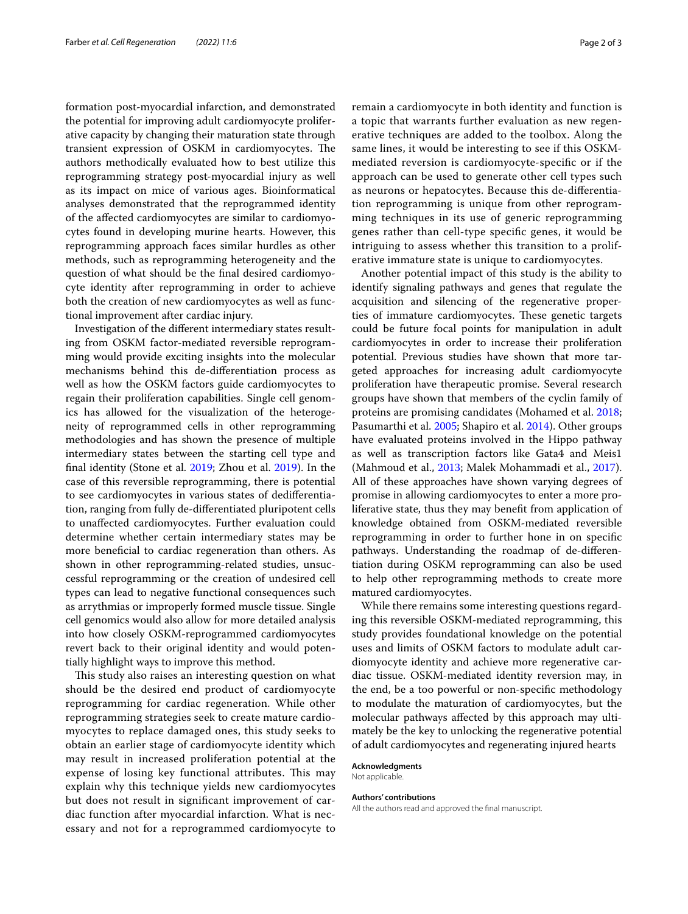formation post-myocardial infarction, and demonstrated the potential for improving adult cardiomyocyte proliferative capacity by changing their maturation state through transient expression of OSKM in cardiomyocytes. The authors methodically evaluated how to best utilize this reprogramming strategy post-myocardial injury as well as its impact on mice of various ages. Bioinformatical analyses demonstrated that the reprogrammed identity of the affected cardiomyocytes are similar to cardiomyocytes found in developing murine hearts. However, this reprogramming approach faces similar hurdles as other methods, such as reprogramming heterogeneity and the question of what should be the final desired cardiomyocyte identity after reprogramming in order to achieve both the creation of new cardiomyocytes as well as functional improvement after cardiac injury.

Investigation of the different intermediary states resulting from OSKM factor-mediated reversible reprogramming would provide exciting insights into the molecular mechanisms behind this de-differentiation process as well as how the OSKM factors guide cardiomyocytes to regain their proliferation capabilities. Single cell genomics has allowed for the visualization of the heterogeneity of reprogrammed cells in other reprogramming methodologies and has shown the presence of multiple intermediary states between the starting cell type and final identity (Stone et al. 2019; Zhou et al. 2019). In the case of this reversible reprogramming, there is potential to see cardiomyocytes in various states of dedifferentiation, ranging from fully de-differentiated pluripotent cells to unaffected cardiomyocytes. Further evaluation could determine whether certain intermediary states may be more beneficial to cardiac regeneration than others. As shown in other reprogramming-related studies, unsuccessful reprogramming or the creation of undesired cell types can lead to negative functional consequences such as arrythmias or improperly formed muscle tissue. Single cell genomics would also allow for more detailed analysis into how closely OSKM-reprogrammed cardiomyocytes revert back to their original identity and would potentially highlight ways to improve this method.

This study also raises an interesting question on what should be the desired end product of cardiomyocyte reprogramming for cardiac regeneration. While other reprogramming strategies seek to create mature cardiomyocytes to replace damaged ones, this study seeks to obtain an earlier stage of cardiomyocyte identity which may result in increased proliferation potential at the expense of losing key functional attributes. This may explain why this technique yields new cardiomyocytes but does not result in significant improvement of cardiac function after myocardial infarction. What is necessary and not for a reprogrammed cardiomyocyte to remain a cardiomyocyte in both identity and function is a topic that warrants further evaluation as new regenerative techniques are added to the toolbox. Along the same lines, it would be interesting to see if this OSKM-mediated reversion is cardiomyocyte-specific or if the approach can be used to generate other cell types such as neurons or hepatocytes. Because this de-differentiation reprogramming is unique from other reprogramming techniques in its use of generic reprogramming genes rather than cell-type specific genes, it would be intriguing to assess whether this transition to a proliferative immature state is unique to cardiomyocytes.

Another potential impact of this study is the ability to identify signaling pathways and genes that regulate the acquisition and silencing of the regenerative properties of immature cardiomyocytes. These genetic targets could be future focal points for manipulation in adult cardiomyocytes in order to increase their proliferation potential. Previous studies have shown that more targeted approaches for increasing adult cardiomyocyte proliferation have therapeutic promise. Several research groups have shown that members of the cyclin family of proteins are promising candidates (Mohamed et al. 2018; Pasumarthi et al. 2005; Shapiro et al. 2014). Other groups have evaluated proteins involved in the Hippo pathway as well as transcription factors like Gata4 and Meis1 (Mahmoud et al., 2013; Malek Mohammadi et al., 2017). All of these approaches have shown varying degrees of promise in allowing cardiomyocytes to enter a more proliferative state, thus they may benefit from application of knowledge obtained from OSKM-mediated reversible reprogramming in order to further hone in on specific pathways. Understanding the roadmap of de-differentiation during OSKM reprogramming can also be used to help other reprogramming methods to create more matured cardiomyocytes.

While there remains some interesting questions regarding this reversible OSKM-mediated reprogramming, this study provides foundational knowledge on the potential uses and limits of OSKM factors to modulate adult cardiomyocyte identity and achieve more regenerative cardiac tissue. OSKM-mediated identity reversion may, in the end, be a too powerful or non-specific methodology to modulate the maturation of cardiomyocytes, but the molecular pathways affected by this approach may ultimately be the key to unlocking the regenerative potential of adult cardiomyocytes and regenerating injured hearts

**Acknowledgments**
Not applicable.

**Authors' contributions**
All the authors read and approved the final manuscript.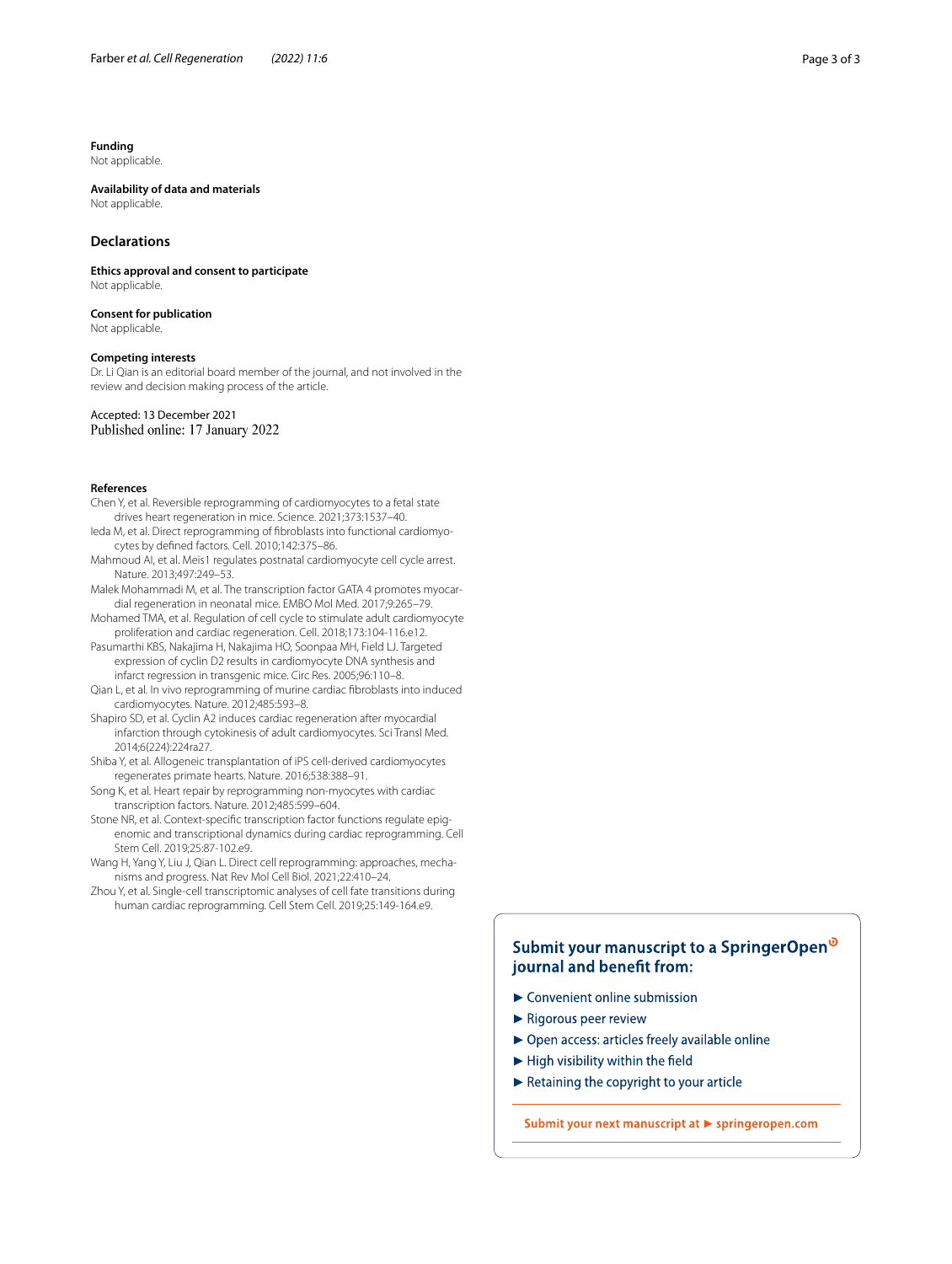**Funding**
Not applicable.

**Availability of data and materials**
Not applicable.

## Declarations

**Ethics approval and consent to participate**
Not applicable.

**Consent for publication**
Not applicable.

**Competing interests**
Dr. Li Qian is an editorial board member of the journal, and not involved in the review and decision making process of the article.

Accepted: 13 December 2021
Published online: 17 January 2022

### References

Chen Y, et al. Reversible reprogramming of cardiomyocytes to a fetal state drives heart regeneration in mice. Science. 2021;373:1537–40.

Ieda M, et al. Direct reprogramming of fibroblasts into functional cardiomyocytes by defined factors. Cell. 2010;142:375–86.

Mahmoud AI, et al. Meis1 regulates postnatal cardiomyocyte cell cycle arrest. Nature. 2013;497:249–53.

Malek Mohammadi M, et al. The transcription factor GATA 4 promotes myocardial regeneration in neonatal mice. EMBO Mol Med. 2017;9:265–79.

Mohamed TMA, et al. Regulation of cell cycle to stimulate adult cardiomyocyte proliferation and cardiac regeneration. Cell. 2018;173:104-116.e12.

Pasumarthi KBS, Nakajima H, Nakajima HO, Soonpaa MH, Field LJ. Targeted expression of cyclin D2 results in cardiomyocyte DNA synthesis and infarct regression in transgenic mice. Circ Res. 2005;96:110–8.

Qian L, et al. In vivo reprogramming of murine cardiac fibroblasts into induced cardiomyocytes. Nature. 2012;485:593–8.

Shapiro SD, et al. Cyclin A2 induces cardiac regeneration after myocardial infarction through cytokinesis of adult cardiomyocytes. Sci Transl Med. 2014;6(224):224ra27.

Shiba Y, et al. Allogeneic transplantation of iPS cell-derived cardiomyocytes regenerates primate hearts. Nature. 2016;538:388–91.

Song K, et al. Heart repair by reprogramming non-myocytes with cardiac transcription factors. Nature. 2012;485:599–604.

Stone NR, et al. Context-specific transcription factor functions regulate epigenomic and transcriptional dynamics during cardiac reprogramming. Cell Stem Cell. 2019;25:87-102.e9.

Wang H, Yang Y, Liu J, Qian L. Direct cell reprogramming: approaches, mechanisms and progress. Nat Rev Mol Cell Biol. 2021;22:410–24.

Zhou Y, et al. Single-cell transcriptomic analyses of cell fate transitions during human cardiac reprogramming. Cell Stem Cell. 2019;25:149-164.e9.

**Submit your manuscript to a SpringerOpen journal and benefit from:**

- Convenient online submission
- Rigorous peer review
- Open access: articles freely available online
- High visibility within the field
- Retaining the copyright to your article

**Submit your next manuscript at ▶ springeropen.com**